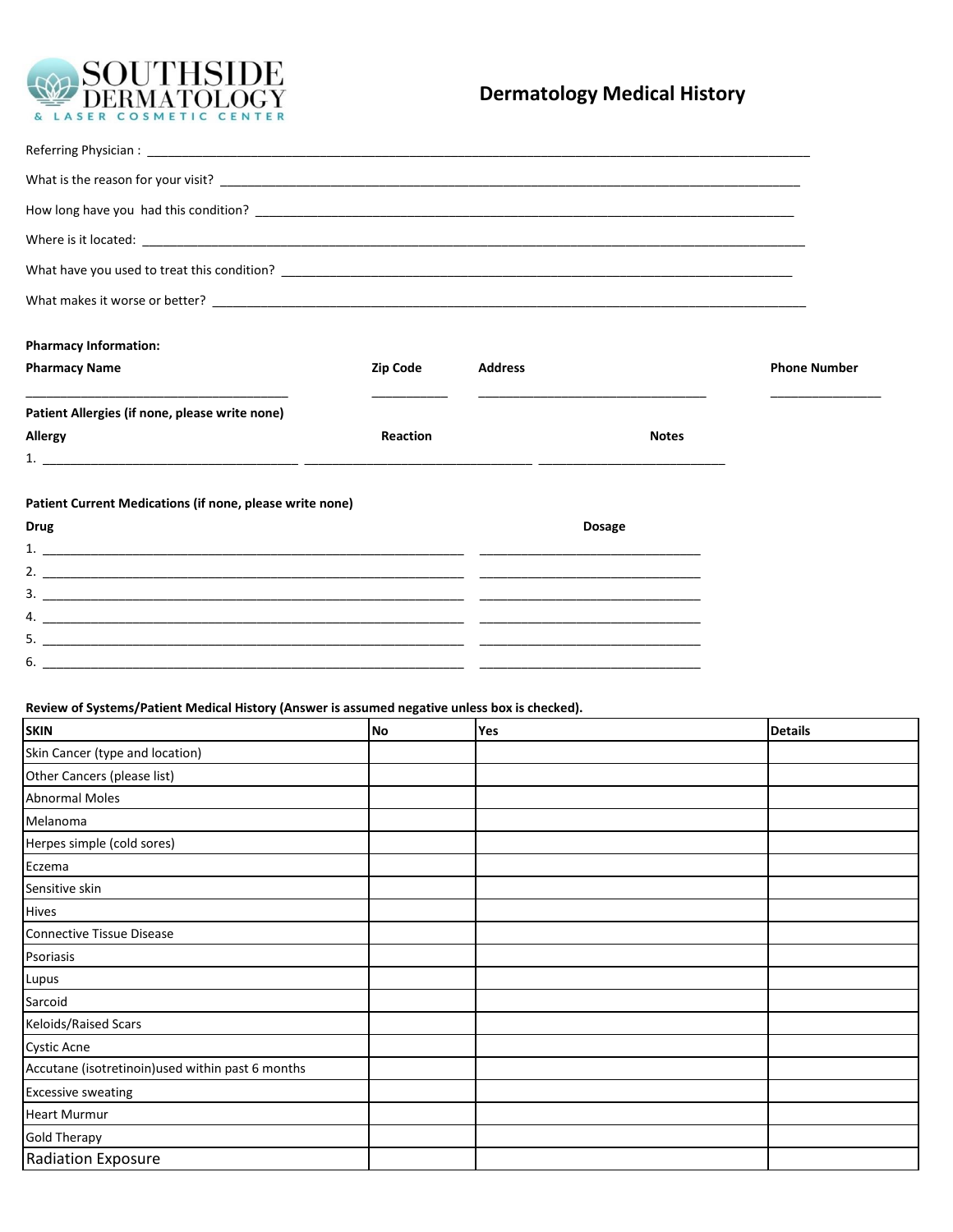SOUTHSIDE DERMATOLOGY
& LASER COSMETIC CENTER

# Dermatology Medical History

Referring Physician : ____________________________________________

What is the reason for your visit? ____________________________________________

How long have you had this condition? ____________________________________________

Where is it located: ____________________________________________

What have you used to treat this condition? ____________________________________________

What makes it worse or better? ____________________________________________

**Pharmacy Information:**

| **Pharmacy Name** | **Zip Code** | **Address** | **Phone Number** |
| --- | --- | --- | --- |
| ____________________ | __________ | ____________________ | __________ |

**Patient Allergies (if none, please write none)**

| **Allergy** | **Reaction** | **Notes** |
| --- | --- | --- |
| 1. ____________________ | ____________________ | ____________________ |

**Patient Current Medications (if none, please write none)**

| **Drug** | **Dosage** |
| --- | --- |
| 1. ____________________ | ____________________ |
| 2. ____________________ | ____________________ |
| 3. ____________________ | ____________________ |
| 4. ____________________ | ____________________ |
| 5. ____________________ | ____________________ |
| 6. ____________________ | ____________________ |

**Review of Systems/Patient Medical History (Answer is assumed negative unless box is checked).**

| **SKIN** | **No** | **Yes** | **Details** |
| --- | --- | --- | --- |
| Skin Cancer (type and location) | | | |
| Other Cancers (please list) | | | |
| Abnormal Moles | | | |
| Melanoma | | | |
| Herpes simple (cold sores) | | | |
| Eczema | | | |
| Sensitive skin | | | |
| Hives | | | |
| Connective Tissue Disease | | | |
| Psoriasis | | | |
| Lupus | | | |
| Sarcoid | | | |
| Keloids/Raised Scars | | | |
| Cystic Acne | | | |
| Accutane (isotretinoin)used within past 6 months | | | |
| Excessive sweating | | | |
| Heart Murmur | | | |
| Gold Therapy | | | |
| Radiation Exposure | | | |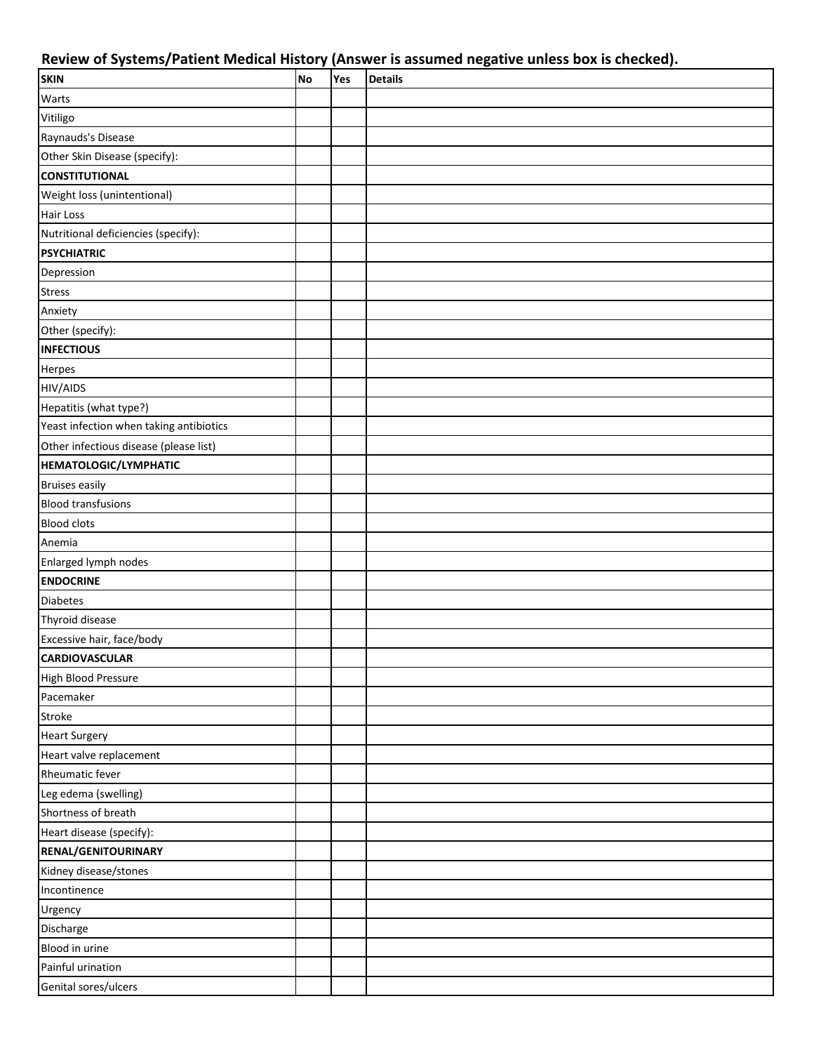## Review of Systems/Patient Medical History (Answer is assumed negative unless box is checked).

| SKIN | No | Yes | Details |
|---|---|---|---|
| Warts | | | |
| Vitiligo | | | |
| Raynauds's Disease | | | |
| Other Skin Disease (specify): | | | |
| **CONSTITUTIONAL** | | | |
| Weight loss (unintentional) | | | |
| Hair Loss | | | |
| Nutritional deficiencies (specify): | | | |
| **PSYCHIATRIC** | | | |
| Depression | | | |
| Stress | | | |
| Anxiety | | | |
| Other (specify): | | | |
| **INFECTIOUS** | | | |
| Herpes | | | |
| HIV/AIDS | | | |
| Hepatitis (what type?) | | | |
| Yeast infection when taking antibiotics | | | |
| Other infectious disease (please list) | | | |
| **HEMATOLOGIC/LYMPHATIC** | | | |
| Bruises easily | | | |
| Blood transfusions | | | |
| Blood clots | | | |
| Anemia | | | |
| Enlarged lymph nodes | | | |
| **ENDOCRINE** | | | |
| Diabetes | | | |
| Thyroid disease | | | |
| Excessive hair, face/body | | | |
| **CARDIOVASCULAR** | | | |
| High Blood Pressure | | | |
| Pacemaker | | | |
| Stroke | | | |
| Heart Surgery | | | |
| Heart valve replacement | | | |
| Rheumatic fever | | | |
| Leg edema (swelling) | | | |
| Shortness of breath | | | |
| Heart disease (specify): | | | |
| **RENAL/GENITOURINARY** | | | |
| Kidney disease/stones | | | |
| Incontinence | | | |
| Urgency | | | |
| Discharge | | | |
| Blood in urine | | | |
| Painful urination | | | |
| Genital sores/ulcers | | | |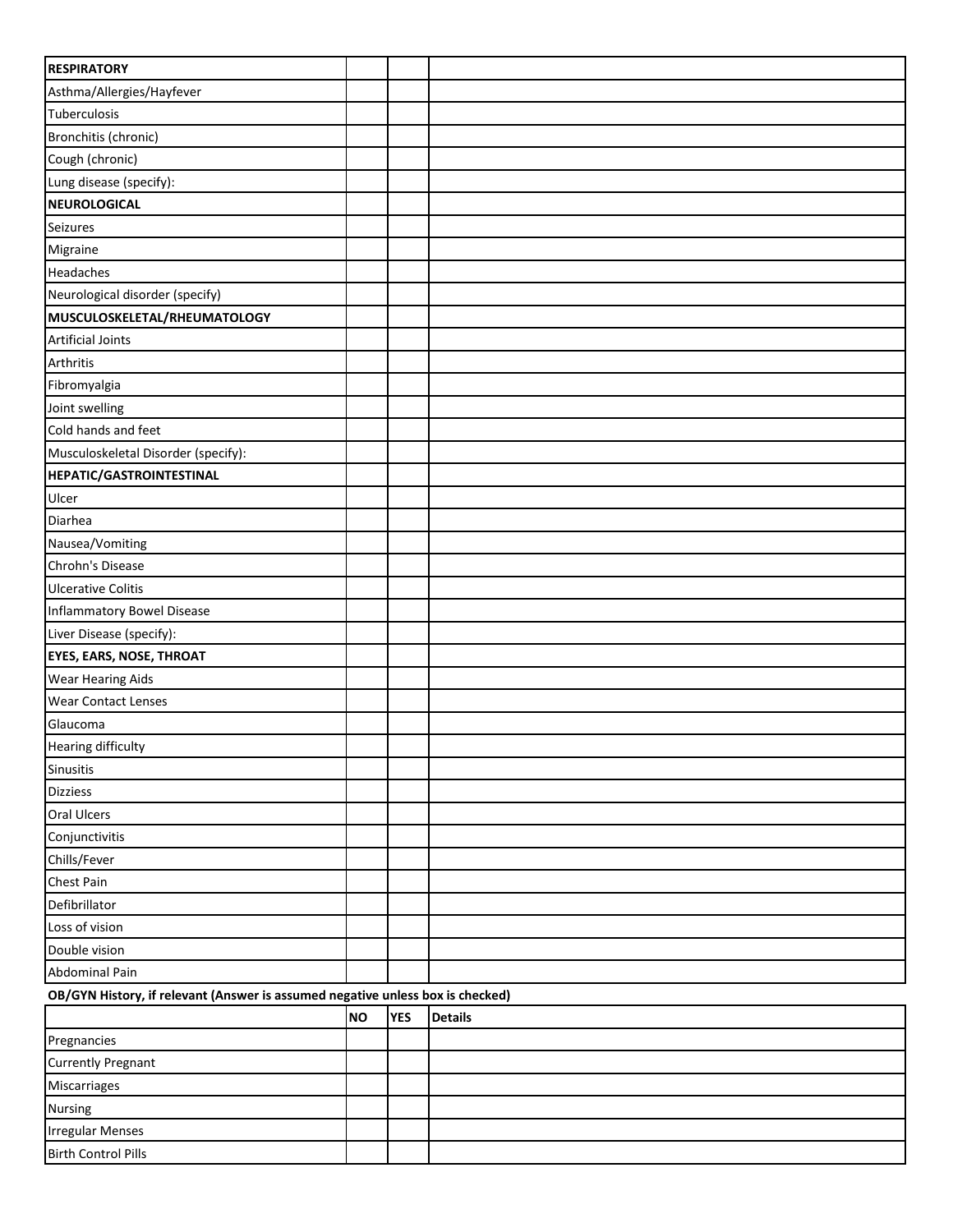| RESPIRATORY | | | |
|---|---|---|---|
| Asthma/Allergies/Hayfever | | | |
| Tuberculosis | | | |
| Bronchitis (chronic) | | | |
| Cough (chronic) | | | |
| Lung disease (specify): | | | |
| **NEUROLOGICAL** | | | |
| Seizures | | | |
| Migraine | | | |
| Headaches | | | |
| Neurological disorder (specify) | | | |
| **MUSCULOSKELETAL/RHEUMATOLOGY** | | | |
| Artificial Joints | | | |
| Arthritis | | | |
| Fibromyalgia | | | |
| Joint swelling | | | |
| Cold hands and feet | | | |
| Musculoskeletal Disorder (specify): | | | |
| **HEPATIC/GASTROINTESTINAL** | | | |
| Ulcer | | | |
| Diarhea | | | |
| Nausea/Vomiting | | | |
| Chrohn's Disease | | | |
| Ulcerative Colitis | | | |
| Inflammatory Bowel Disease | | | |
| Liver Disease (specify): | | | |
| **EYES, EARS, NOSE, THROAT** | | | |
| Wear Hearing Aids | | | |
| Wear Contact Lenses | | | |
| Glaucoma | | | |
| Hearing difficulty | | | |
| Sinusitis | | | |
| Dizziess | | | |
| Oral Ulcers | | | |
| Conjunctivitis | | | |
| Chills/Fever | | | |
| Chest Pain | | | |
| Defibrillator | | | |
| Loss of vision | | | |
| Double vision | | | |
| Abdominal Pain | | | |

**OB/GYN History, if relevant (Answer is assumed negative unless box is checked)**

| | NO | YES | Details |
|---|---|---|---|
| Pregnancies | | | |
| Currently Pregnant | | | |
| Miscarriages | | | |
| Nursing | | | |
| Irregular Menses | | | |
| Birth Control Pills | | | |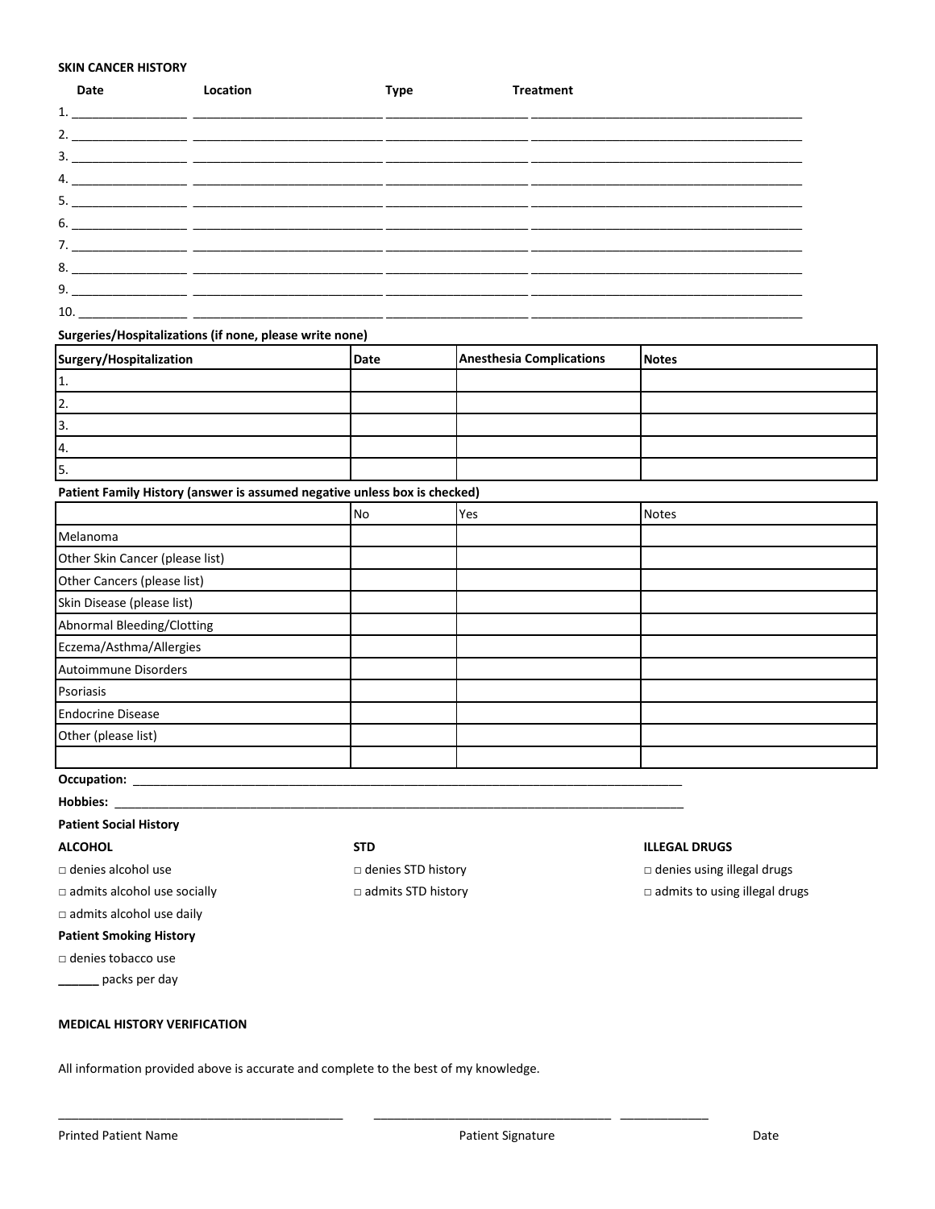**SKIN CANCER HISTORY**

| Date | Location | Type | Treatment |
|---|---|---|---|
| 1. | | | |
| 2. | | | |
| 3. | | | |
| 4. | | | |
| 5. | | | |
| 6. | | | |
| 7. | | | |
| 8. | | | |
| 9. | | | |
| 10. | | | |

**Surgeries/Hospitalizations (if none, please write none)**

| Surgery/Hospitalization | Date | Anesthesia Complications | Notes |
|---|---|---|---|
| 1. | | | |
| 2. | | | |
| 3. | | | |
| 4. | | | |
| 5. | | | |

**Patient Family History (answer is assumed negative unless box is checked)**

| | No | Yes | Notes |
|---|---|---|---|
| Melanoma | | | |
| Other Skin Cancer (please list) | | | |
| Other Cancers (please list) | | | |
| Skin Disease (please list) | | | |
| Abnormal Bleeding/Clotting | | | |
| Eczema/Asthma/Allergies | | | |
| Autoimmune Disorders | | | |
| Psoriasis | | | |
| Endocrine Disease | | | |
| Other (please list) | | | |
| | | | |

**Occupation:** ___________________________________________________________________________

**Hobbies:** ______________________________________________________________________________

**Patient Social History**

**ALCOHOL**

□ denies alcohol use

□ admits alcohol use socially

□ admits alcohol use daily

**STD**

□ denies STD history

□ admits STD history

**ILLEGAL DRUGS**

□ denies using illegal drugs

□ admits to using illegal drugs

**Patient Smoking History**

□ denies tobacco use

______ packs per day

**MEDICAL HISTORY VERIFICATION**

All information provided above is accurate and complete to the best of my knowledge.

_________________________________________ _________________________________ _____________

Printed Patient Name Patient Signature Date